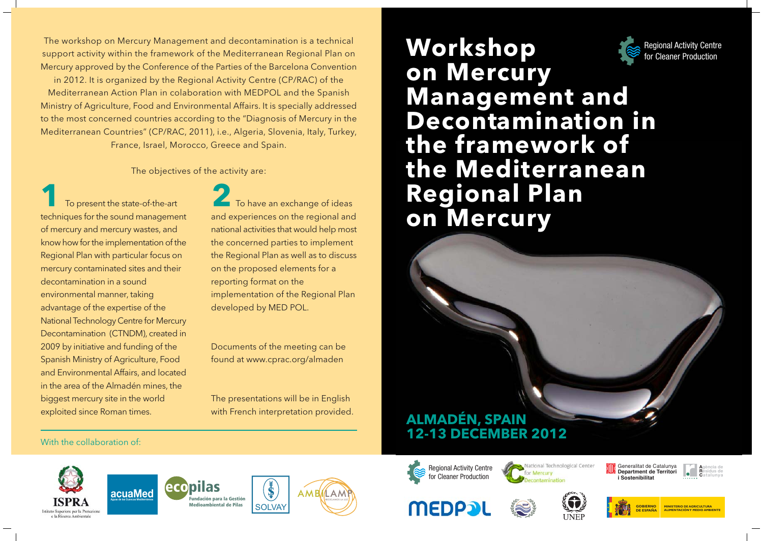# Workshop on Mercury Management and Decontamination in the framework of the Mediterranean Regional Plan on Mercury

Regional Activity Centre for Cleaner Production

**ALMADÉN, SPAIN**
**12-13 DECEMBER 2012**

The workshop on Mercury Management and decontamination is a technical support activity within the framework of the Mediterranean Regional Plan on Mercury approved by the Conference of the Parties of the Barcelona Convention in 2012. It is organized by the Regional Activity Centre (CP/RAC) of the Mediterranean Action Plan in collaboration with MEDPOL and the Spanish Ministry of Agriculture, Food and Environmental Affairs. It is specially addressed to the most concerned countries according to the "Diagnosis of Mercury in the Mediterranean Countries" (CP/RAC, 2011), i.e., Algeria, Slovenia, Italy, Turkey, France, Israel, Morocco, Greece and Spain.

The objectives of the activity are:

**1** To present the state-of-the-art techniques for the sound management of mercury and mercury wastes, and know how for the implementation of the Regional Plan with particular focus on mercury contaminated sites and their decontamination in a sound environmental manner, taking advantage of the expertise of the National Technology Centre for Mercury Decontamination (CTNDM), created in 2009 by initiative and funding of the Spanish Ministry of Agriculture, Food and Environmental Affairs, and located in the area of the Almadén mines, the biggest mercury site in the world exploited since Roman times.

**2** To have an exchange of ideas and experiences on the regional and national activities that would help most the concerned parties to implement the Regional Plan as well as to discuss on the proposed elements for a reporting format on the implementation of the Regional Plan developed by MED POL.

Documents of the meeting can be found at www.cprac.org/almaden

The presentations will be in English with French interpretation provided.

With the collaboration of:

ISPRA Istituto Superiore per la Protezione e la Ricerca Ambientale · acuaMed Aguas de las Cuencas Mediterráneas · ecopilas Fundación para la Gestión Medioambiental de Pilas · SOLVAY · AMBILAMP

Regional Activity Centre for Cleaner Production · National Technological Center for Mercury Decontamination · Generalitat de Catalunya Department de Territori i Sostenibilitat · Agència de Residus de Catalunya · MEDPOL · MAP · UNEP · Gobierno de España Ministerio de Agricultura, Alimentación y Medio Ambiente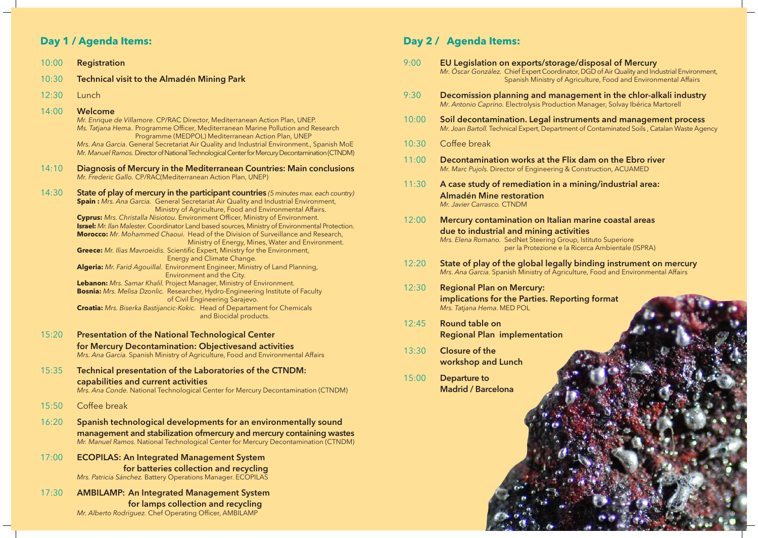## Day 1 / Agenda Items:

10:00 **Registration**

10:30 **Technical visit to the Almadén Mining Park**

12:30 Lunch

14:00 **Welcome**
*Mr. Enrique de Villamore*. CP/RAC Director, Mediterranean Action Plan, UNEP.
*Ms. Tatjana Hema*. Programme Officer, Mediterranean Marine Pollution and Research Programme (MEDPOL) Mediterranean Action Plan, UNEP
*Mrs. Ana Garcia*. General Secretariat Air Quality and Industrial Environment., Spanish MoE
*Mr. Manuel Ramos*. Director of National Technological Center for Mercury Decontamination (CTNDM)

14:10 **Diagnosis of Mercury in the Mediterranean Countries: Main conclusions**
*Mr. Frederic Gallo.* CP/RAC(Mediterranean Action Plan, UNEP)

14:30 **State of play of mercury in the participant countries** *(5 minutes max. each country)*
**Spain :** *Mrs. Ana Garcia.* General Secretariat Air Quality and Industrial Environment, Ministry of Agriculture, Food and Environmental Affairs.
**Cyprus:** *Mrs. Christalla Nisiotou.* Environment Officer, Ministry of Environment.
**Israel:** *Mr. Ilan Malester.* Coordinator Land based sources, Ministry of Environmental Protection.
**Morocco:** *Mr. Mohammed Chaoui.* Head of the Division of Surveillance and Research, Ministry of Energy, Mines, Water and Environment.
**Greece:** *Mr. Ilias Mavroeidis.* Scientific Expert, Ministry for the Environment, Energy and Climate Change.
**Algeria:** *Mr. Farid Agouillal.* Environment Engineer, Ministry of Land Planning, Environment and the City.
**Lebanon:** *Mrs. Samar Khalil.* Project Manager, Ministry of Environment.
**Bosnia:** *Mrs. Melisa Dzonlic.* Researcher, Hydro-Engineering Institute of Faculty of Civil Engineering Sarajevo.
**Croatia:** *Mrs. Biserka Bastijancic-Kokic.* Head of Departament for Chemicals and Biocidal products.

15:20 **Presentation of the National Technological Center for Mercury Decontamination: Objectivesand activities**
*Mrs. Ana Garcia.* Spanish Ministry of Agriculture, Food and Environmental Affairs

15:35 **Technical presentation of the Laboratories of the CTNDM: capabilities and current activities**
*Mrs. Ana Conde.* National Technological Center for Mercury Decontamination (CTNDM)

15:50 Coffee break

16:20 **Spanish technological developments for an environmentally sound management and stabilization ofmercury and mercury containing wastes**
*Mr. Manuel Ramos.* National Technological Center for Mercury Decontamination (CTNDM)

17:00 **ECOPILAS: An Integrated Management System for batteries collection and recycling**
*Mrs. Patricia Sánchez.* Battery Operations Manager. ECOPILAS

17:30 **AMBILAMP: An Integrated Management System for lamps collection and recycling**
*Mr. Alberto Rodriguez.* Chef Operating Officer, AMBILAMP

## Day 2 / Agenda Items:

9:00 **EU Legislation on exports/storage/disposal of Mercury**
*Mr. Óscar González.* Chief Expert Coordinator, DGD of Air Quality and Industrial Environment, Spanish Ministry of Agriculture, Food and Environmental Affairs

9:30 **Decomission planning and management in the chlor-alkali industry**
*Mr. Antonio Caprino.* Electrolysis Production Manager, Solvay Ibérica Martorell

10:00 **Soil decontamination. Legal instruments and management process**
*Mr. Joan Bartoll.* Technical Expert, Department of Contaminated Soils , Catalan Waste Agency

10:30 Coffee break

11:00 **Decontamination works at the Flix dam on the Ebro river**
*Mr. Marc Pujols.* Director of Engineering & Construction, ACUAMED

11:30 **A case study of remediation in a mining/industrial area: Almadén Mine restoration**
*Mr. Javier Carrasco.* CTNDM

12:00 **Mercury contamination on Italian marine coastal areas due to industrial and mining activities**
*Mrs. Elena Romano.* SedNet Steering Group, Istituto Superiore per la Protezione e la Ricerca Ambientale (ISPRA)

12:20 **State of play of the global legally binding instrument on mercury**
*Mrs. Ana Garcia.* Spanish Ministry of Agriculture, Food and Environmental Affairs

12:30 **Regional Plan on Mercury: implications for the Parties. Reporting format**
*Mrs. Tatjana Hema.* MED POL

12:45 **Round table on Regional Plan implementation**

13:30 **Closure of the workshop and Lunch**

15:00 **Departure to Madrid / Barcelona**